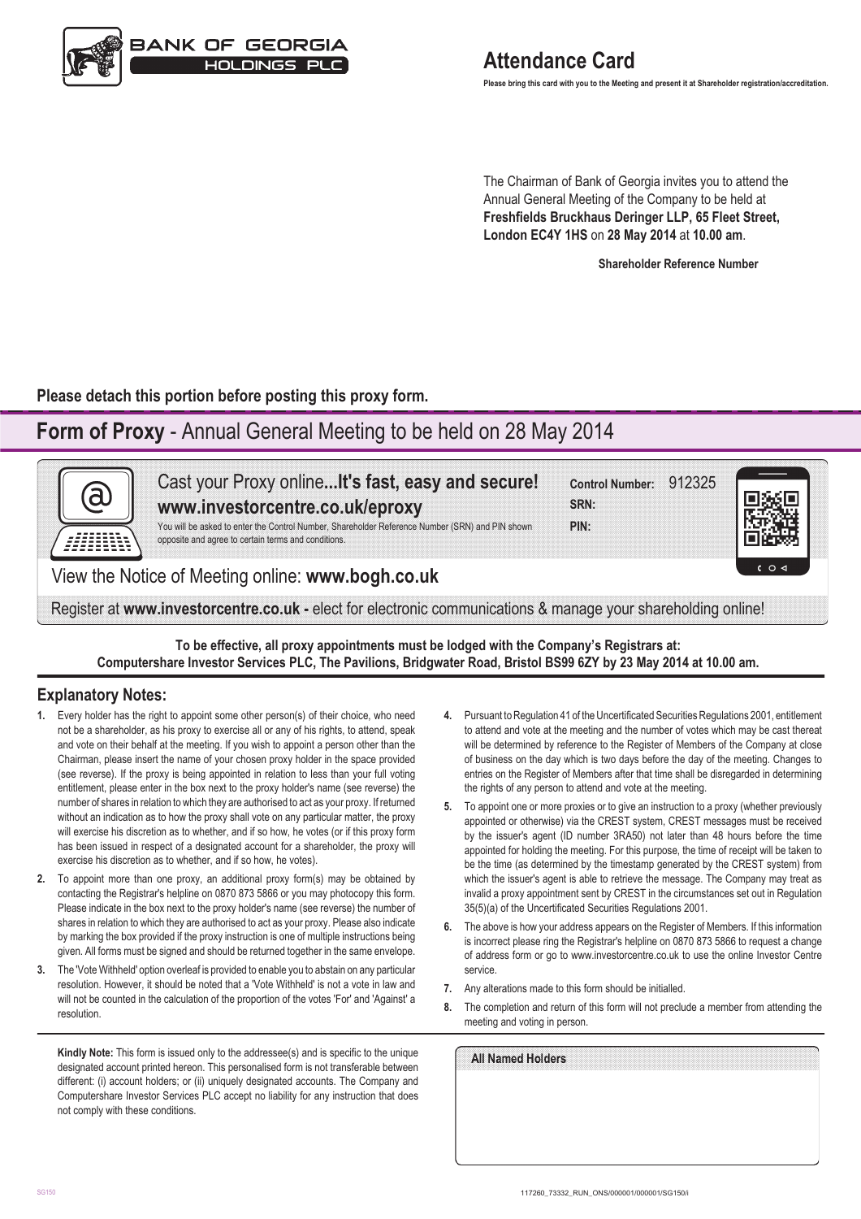BANK OF GEORGIA HOLDINGS PLC

# Attendance Card

**Please bring this card with you to the Meeting and present it at Shareholder registration/accreditation.**

The Chairman of Bank of Georgia invites you to attend the Annual General Meeting of the Company to be held at **Freshfields Bruckhaus Deringer LLP, 65 Fleet Street, London EC4Y 1HS** on **28 May 2014** at **10.00 am**.

**Shareholder Reference Number**

**Please detach this portion before posting this proxy form.**

# **Form of Proxy** - Annual General Meeting to be held on 28 May 2014

Cast your Proxy online**...It's fast, easy and secure!**
**www.investorcentre.co.uk/eproxy**

You will be asked to enter the Control Number, Shareholder Reference Number (SRN) and PIN shown opposite and agree to certain terms and conditions.

**Control Number:** 912325
**SRN:**
**PIN:**

View the Notice of Meeting online: **www.bogh.co.uk**

Register at **www.investorcentre.co.uk -** elect for electronic communications & manage your shareholding online!

**To be effective, all proxy appointments must be lodged with the Company's Registrars at: Computershare Investor Services PLC, The Pavilions, Bridgwater Road, Bristol BS99 6ZY by 23 May 2014 at 10.00 am.**

## Explanatory Notes:

1. Every holder has the right to appoint some other person(s) of their choice, who need not be a shareholder, as his proxy to exercise all or any of his rights, to attend, speak and vote on their behalf at the meeting. If you wish to appoint a person other than the Chairman, please insert the name of your chosen proxy holder in the space provided (see reverse). If the proxy is being appointed in relation to less than your full voting entitlement, please enter in the box next to the proxy holder's name (see reverse) the number of shares in relation to which they are authorised to act as your proxy. If returned without an indication as to how the proxy shall vote on any particular matter, the proxy will exercise his discretion as to whether, and if so how, he votes (or if this proxy form has been issued in respect of a designated account for a shareholder, the proxy will exercise his discretion as to whether, and if so how, he votes).
2. To appoint more than one proxy, an additional proxy form(s) may be obtained by contacting the Registrar's helpline on 0870 873 5866 or you may photocopy this form. Please indicate in the box next to the proxy holder's name (see reverse) the number of shares in relation to which they are authorised to act as your proxy. Please also indicate by marking the box provided if the proxy instruction is one of multiple instructions being given. All forms must be signed and should be returned together in the same envelope.
3. The 'Vote Withheld' option overleaf is provided to enable you to abstain on any particular resolution. However, it should be noted that a 'Vote Withheld' is not a vote in law and will not be counted in the calculation of the proportion of the votes 'For' and 'Against' a resolution.
4. Pursuant to Regulation 41 of the Uncertificated Securities Regulations 2001, entitlement to attend and vote at the meeting and the number of votes which may be cast thereat will be determined by reference to the Register of Members of the Company at close of business on the day which is two days before the day of the meeting. Changes to entries on the Register of Members after that time shall be disregarded in determining the rights of any person to attend and vote at the meeting.
5. To appoint one or more proxies or to give an instruction to a proxy (whether previously appointed or otherwise) via the CREST system, CREST messages must be received by the issuer's agent (ID number 3RA50) not later than 48 hours before the time appointed for holding the meeting. For this purpose, the time of receipt will be taken to be the time (as determined by the timestamp generated by the CREST system) from which the issuer's agent is able to retrieve the message. The Company may treat as invalid a proxy appointment sent by CREST in the circumstances set out in Regulation 35(5)(a) of the Uncertificated Securities Regulations 2001.
6. The above is how your address appears on the Register of Members. If this information is incorrect please ring the Registrar's helpline on 0870 873 5866 to request a change of address form or go to www.investorcentre.co.uk to use the online Investor Centre service.
7. Any alterations made to this form should be initialled.
8. The completion and return of this form will not preclude a member from attending the meeting and voting in person.

**Kindly Note:** This form is issued only to the addressee(s) and is specific to the unique designated account printed hereon. This personalised form is not transferable between different: (i) account holders; or (ii) uniquely designated accounts. The Company and Computershare Investor Services PLC accept no liability for any instruction that does not comply with these conditions.

**All Named Holders**

SG150

117260_73332_RUN_ONS/000001/000001/SG150/i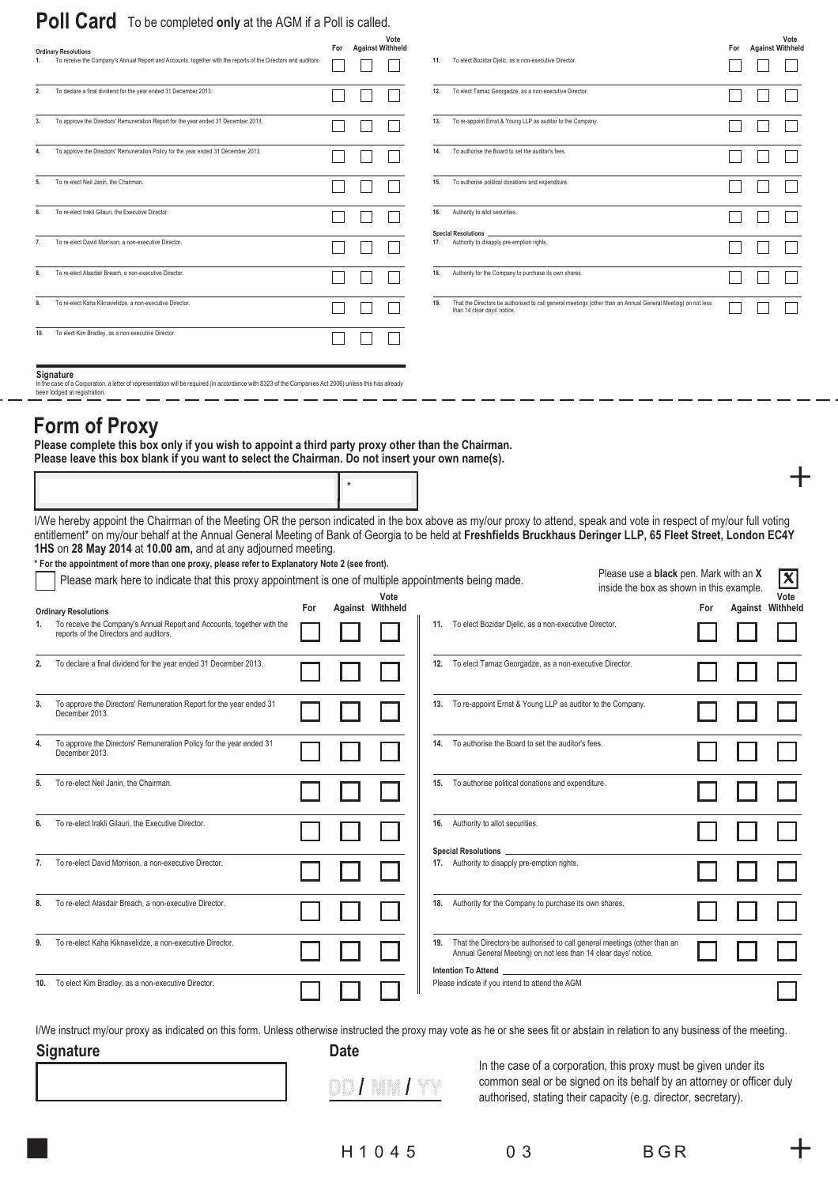# Poll Card

To be completed **only** at the AGM if a Poll is called.

| Ordinary Resolutions | For | Against | Vote Withheld |
|---|---|---|---|
| 1. To receive the Company's Annual Report and Accounts, together with the reports of the Directors and auditors. | ☐ | ☐ | ☐ |
| 2. To declare a final dividend for the year ended 31 December 2013. | ☐ | ☐ | ☐ |
| 3. To approve the Directors' Remuneration Report for the year ended 31 December 2013. | ☐ | ☐ | ☐ |
| 4. To approve the Directors' Remuneration Policy for the year ended 31 December 2013. | ☐ | ☐ | ☐ |
| 5. To re-elect Neil Janin, the Chairman. | ☐ | ☐ | ☐ |
| 6. To re-elect Irakli Gilauri, the Executive Director. | ☐ | ☐ | ☐ |
| 7. To re-elect David Morrison, a non-executive Director. | ☐ | ☐ | ☐ |
| 8. To re-elect Alasdair Breach, a non-executive Director. | ☐ | ☐ | ☐ |
| 9. To re-elect Kaha Kiknavelidze, a non-executive Director. | ☐ | ☐ | ☐ |
| 10. To elect Kim Bradley, as a non-executive Director. | ☐ | ☐ | ☐ |
| 11. To elect Bozidar Djelic, as a non-executive Director. | ☐ | ☐ | ☐ |
| 12. To elect Tamaz Georgadze, as a non-executive Director. | ☐ | ☐ | ☐ |
| 13. To re-appoint Ernst & Young LLP as auditor to the Company. | ☐ | ☐ | ☐ |
| 14. To authorise the Board to set the auditor's fees. | ☐ | ☐ | ☐ |
| 15. To authorise political donations and expenditure. | ☐ | ☐ | ☐ |
| 16. Authority to allot securities. | ☐ | ☐ | ☐ |
| **Special Resolutions** | | | |
| 17. Authority to disapply pre-emption rights. | ☐ | ☐ | ☐ |
| 18. Authority for the Company to purchase its own shares. | ☐ | ☐ | ☐ |
| 19. That the Directors be authorised to call general meetings (other than an Annual General Meeting) on not less than 14 clear days' notice. | ☐ | ☐ | ☐ |

**Signature**

In the case of a Corporation, a letter of representation will be required (in accordance with S323 of the Companies Act 2006) unless this has already been lodged at registration.

# Form of Proxy

**Please complete this box only if you wish to appoint a third party proxy other than the Chairman.**
**Please leave this box blank if you want to select the Chairman. Do not insert your own name(s).**

| | * |
|---|---|

I/We hereby appoint the Chairman of the Meeting OR the person indicated in the box above as my/our proxy to attend, speak and vote in respect of my/our full voting entitlement* on my/our behalf at the Annual General Meeting of Bank of Georgia to be held at **Freshfields Bruckhaus Deringer LLP, 65 Fleet Street, London EC4Y 1HS** on **28 May 2014** at **10.00 am,** and at any adjourned meeting.

**\* For the appointment of more than one proxy, please refer to Explanatory Note 2 (see front).**

☐ Please mark here to indicate that this proxy appointment is one of multiple appointments being made.

Please use a **black** pen. Mark with an **X** inside the box as shown in this example. ☒

| Ordinary Resolutions | For | Against | Vote Withheld |
|---|---|---|---|
| 1. To receive the Company's Annual Report and Accounts, together with the reports of the Directors and auditors. | ☐ | ☐ | ☐ |
| 2. To declare a final dividend for the year ended 31 December 2013. | ☐ | ☐ | ☐ |
| 3. To approve the Directors' Remuneration Report for the year ended 31 December 2013. | ☐ | ☐ | ☐ |
| 4. To approve the Directors' Remuneration Policy for the year ended 31 December 2013. | ☐ | ☐ | ☐ |
| 5. To re-elect Neil Janin, the Chairman. | ☐ | ☐ | ☐ |
| 6. To re-elect Irakli Gilauri, the Executive Director. | ☐ | ☐ | ☐ |
| 7. To re-elect David Morrison, a non-executive Director. | ☐ | ☐ | ☐ |
| 8. To re-elect Alasdair Breach, a non-executive Director. | ☐ | ☐ | ☐ |
| 9. To re-elect Kaha Kiknavelidze, a non-executive Director. | ☐ | ☐ | ☐ |
| 10. To elect Kim Bradley, as a non-executive Director. | ☐ | ☐ | ☐ |
| 11. To elect Bozidar Djelic, as a non-executive Director. | ☐ | ☐ | ☐ |
| 12. To elect Tamaz Georgadze, as a non-executive Director. | ☐ | ☐ | ☐ |
| 13. To re-appoint Ernst & Young LLP as auditor to the Company. | ☐ | ☐ | ☐ |
| 14. To authorise the Board to set the auditor's fees. | ☐ | ☐ | ☐ |
| 15. To authorise political donations and expenditure. | ☐ | ☐ | ☐ |
| 16. Authority to allot securities. | ☐ | ☐ | ☐ |
| **Special Resolutions** | | | |
| 17. Authority to disapply pre-emption rights. | ☐ | ☐ | ☐ |
| 18. Authority for the Company to purchase its own shares. | ☐ | ☐ | ☐ |
| 19. That the Directors be authorised to call general meetings (other than an Annual General Meeting) on not less than 14 clear days' notice. | ☐ | ☐ | ☐ |

**Intention To Attend**

Please indicate if you intend to attend the AGM ☐

I/We instruct my/our proxy as indicated on this form. Unless otherwise instructed the proxy may vote as he or she sees fit or abstain in relation to any business of the meeting.

**Signature**

**Date**

DD / MM / YY

In the case of a corporation, this proxy must be given under its common seal or be signed on its behalf by an attorney or officer duly authorised, stating their capacity (e.g. director, secretary).

H1045 03 BGR